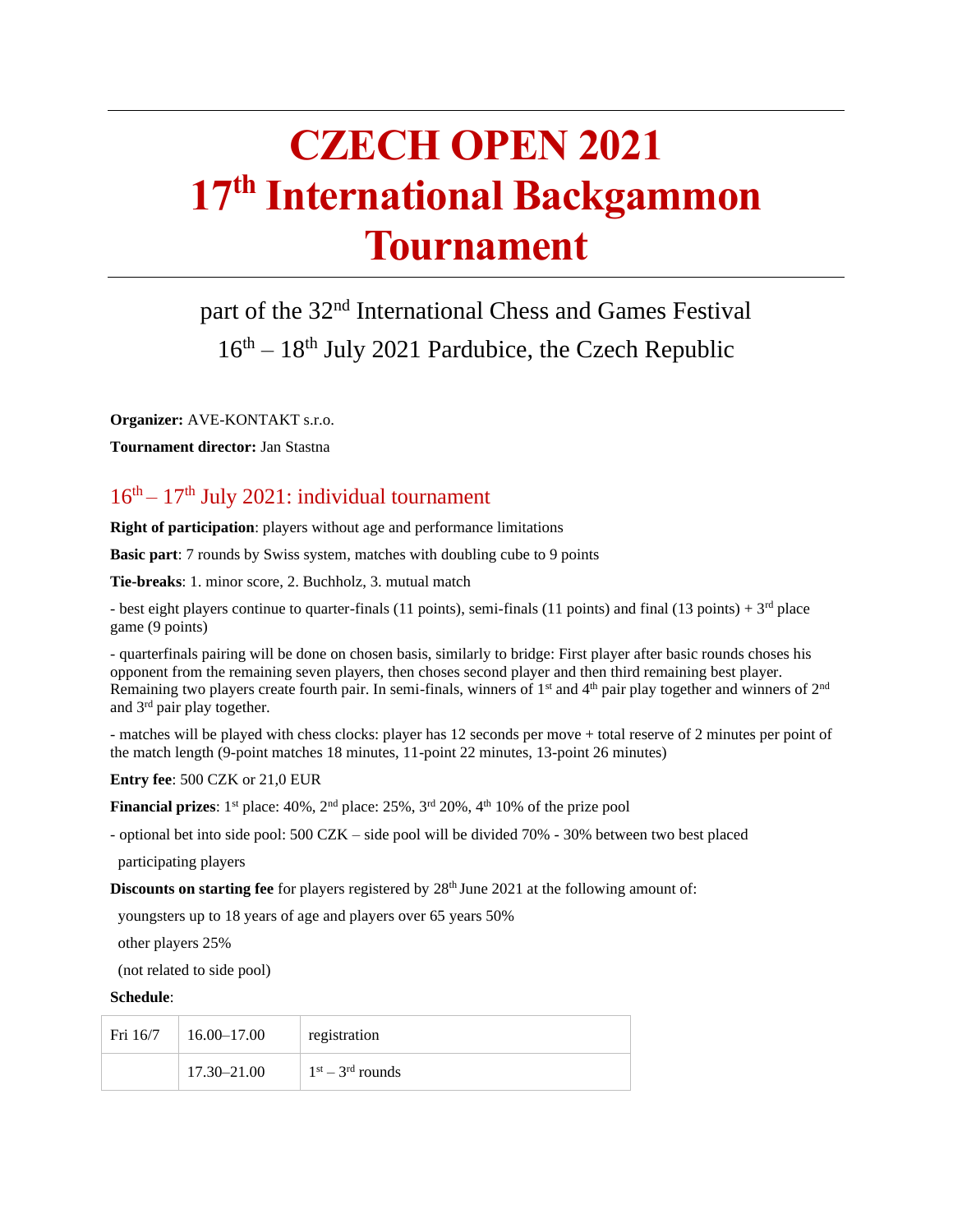# CZECH OPEN 2021
# 17th International Backgammon Tournament

part of the 32nd International Chess and Games Festival

16th – 18th July 2021 Pardubice, the Czech Republic

**Organizer:** AVE-KONTAKT s.r.o.

**Tournament director:** Jan Stastna

## 16th – 17th July 2021: individual tournament

**Right of participation**: players without age and performance limitations

**Basic part**: 7 rounds by Swiss system, matches with doubling cube to 9 points

**Tie-breaks**: 1. minor score, 2. Buchholz, 3. mutual match

- best eight players continue to quarter-finals (11 points), semi-finals (11 points) and final (13 points) + 3rd place game (9 points)

- quarterfinals pairing will be done on chosen basis, similarly to bridge: First player after basic rounds choses his opponent from the remaining seven players, then choses second player and then third remaining best player. Remaining two players create fourth pair. In semi-finals, winners of 1st and 4th pair play together and winners of 2nd and 3rd pair play together.

- matches will be played with chess clocks: player has 12 seconds per move + total reserve of 2 minutes per point of the match length (9-point matches 18 minutes, 11-point 22 minutes, 13-point 26 minutes)

**Entry fee**: 500 CZK or 21,0 EUR

**Financial prizes**: 1st place: 40%, 2nd place: 25%, 3rd 20%, 4th 10% of the prize pool

- optional bet into side pool: 500 CZK – side pool will be divided 70% - 30% between two best placed participating players

**Discounts on starting fee** for players registered by 28th June 2021 at the following amount of:

youngsters up to 18 years of age and players over 65 years 50%

other players 25%

(not related to side pool)

**Schedule**:

| Fri 16/7 | 16.00–17.00 | registration |
|---|---|---|
| | 17.30–21.00 | 1st – 3rd rounds |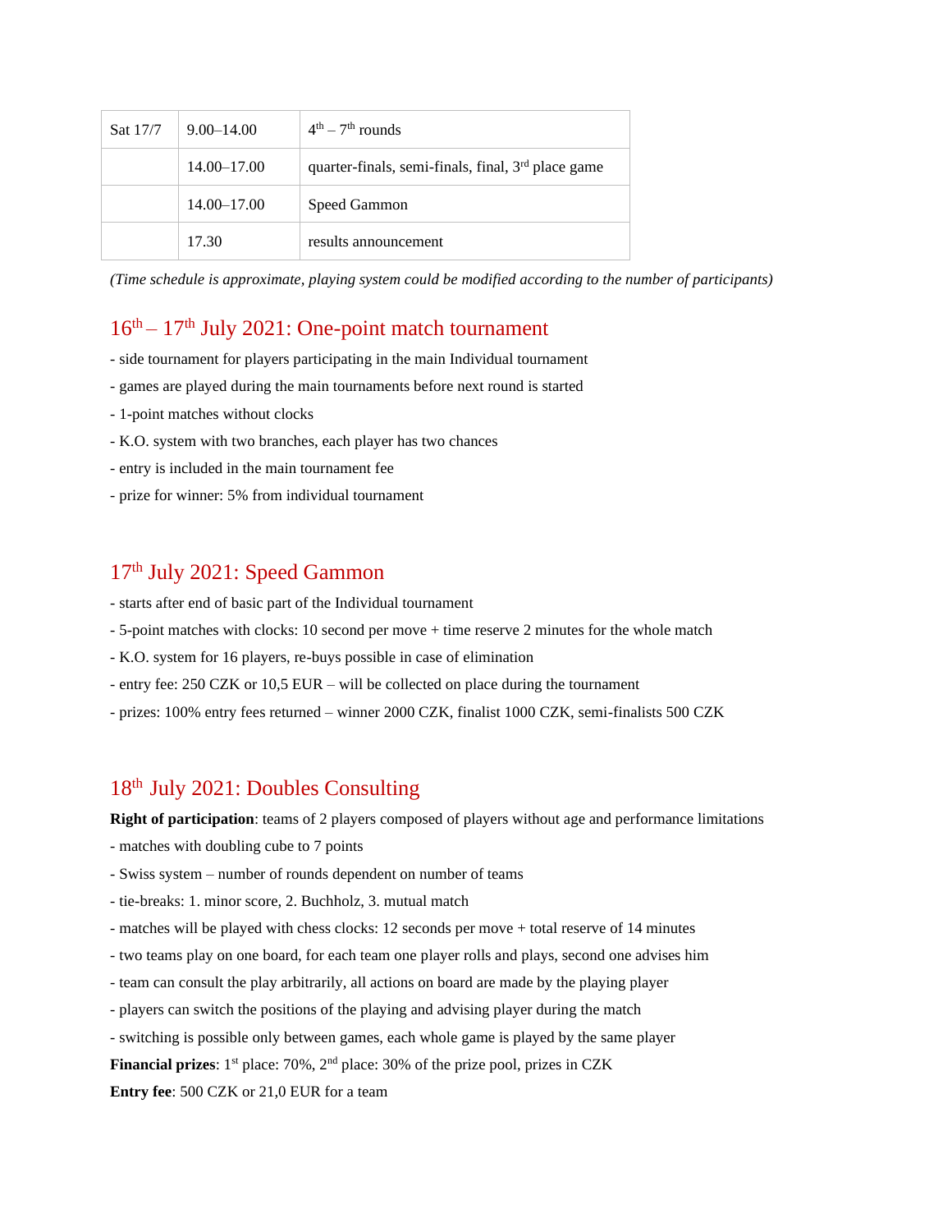| Sat 17/7 | 9.00–14.00 | 4th – 7th rounds |
|---|---|---|
| | 14.00–17.00 | quarter-finals, semi-finals, final, 3rd place game |
| | 14.00–17.00 | Speed Gammon |
| | 17.30 | results announcement |

*(Time schedule is approximate, playing system could be modified according to the number of participants)*

## 16th – 17th July 2021: One-point match tournament

- side tournament for players participating in the main Individual tournament
- games are played during the main tournaments before next round is started
- 1-point matches without clocks
- K.O. system with two branches, each player has two chances
- entry is included in the main tournament fee
- prize for winner: 5% from individual tournament

## 17th July 2021: Speed Gammon

- starts after end of basic part of the Individual tournament
- 5-point matches with clocks: 10 second per move + time reserve 2 minutes for the whole match
- K.O. system for 16 players, re-buys possible in case of elimination
- entry fee: 250 CZK or 10,5 EUR – will be collected on place during the tournament
- prizes: 100% entry fees returned – winner 2000 CZK, finalist 1000 CZK, semi-finalists 500 CZK

## 18th July 2021: Doubles Consulting

**Right of participation**: teams of 2 players composed of players without age and performance limitations

- matches with doubling cube to 7 points
- Swiss system – number of rounds dependent on number of teams
- tie-breaks: 1. minor score, 2. Buchholz, 3. mutual match
- matches will be played with chess clocks: 12 seconds per move + total reserve of 14 minutes
- two teams play on one board, for each team one player rolls and plays, second one advises him
- team can consult the play arbitrarily, all actions on board are made by the playing player
- players can switch the positions of the playing and advising player during the match
- switching is possible only between games, each whole game is played by the same player

**Financial prizes**: 1st place: 70%, 2nd place: 30% of the prize pool, prizes in CZK

**Entry fee**: 500 CZK or 21,0 EUR for a team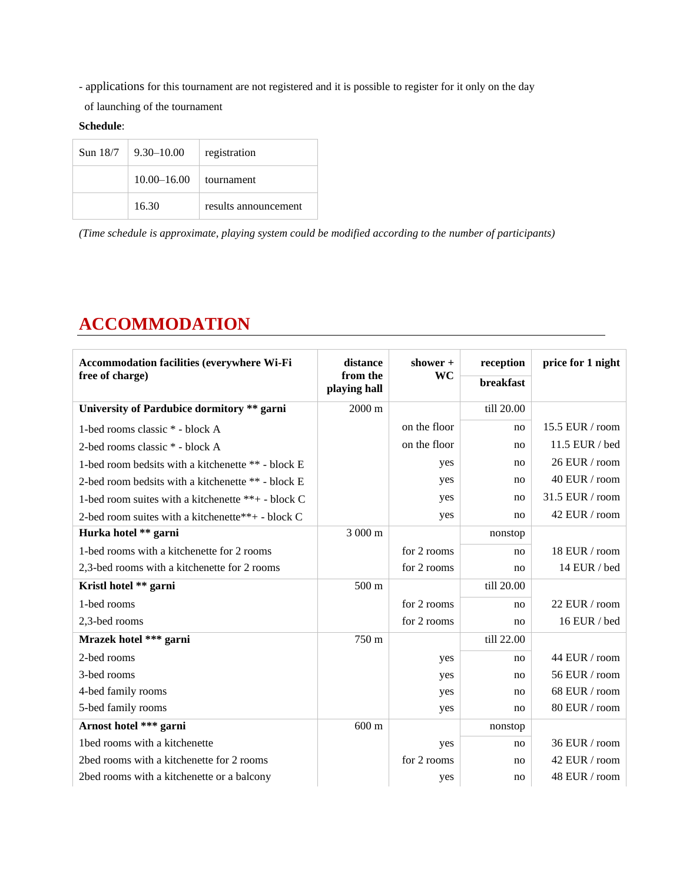- applications for this tournament are not registered and it is possible to register for it only on the day of launching of the tournament

**Schedule**:

| Sun 18/7 | 9.30–10.00 | registration |
|---|---|---|
| | 10.00–16.00 | tournament |
| | 16.30 | results announcement |

*(Time schedule is approximate, playing system could be modified according to the number of participants)*

## ACCOMMODATION

| Accommodation facilities (everywhere Wi-Fi free of charge) | distance from the playing hall | shower + WC | reception / breakfast | price for 1 night |
|---|---|---|---|---|
| **University of Pardubice dormitory ** garni** | 2000 m | | till 20.00 | |
| 1-bed rooms classic * - block A | | on the floor | no | 15.5 EUR / room |
| 2-bed rooms classic * - block A | | on the floor | no | 11.5 EUR / bed |
| 1-bed room bedsits with a kitchenette ** - block E | | yes | no | 26 EUR / room |
| 2-bed room bedsits with a kitchenette ** - block E | | yes | no | 40 EUR / room |
| 1-bed room suites with a kitchenette **+ - block C | | yes | no | 31.5 EUR / room |
| 2-bed room suites with a kitchenette**+ - block C | | yes | no | 42 EUR / room |
| **Hurka hotel ** garni** | 3 000 m | | nonstop | |
| 1-bed rooms with a kitchenette for 2 rooms | | for 2 rooms | no | 18 EUR / room |
| 2,3-bed rooms with a kitchenette for 2 rooms | | for 2 rooms | no | 14 EUR / bed |
| **Kristl hotel ** garni** | 500 m | | till 20.00 | |
| 1-bed rooms | | for 2 rooms | no | 22 EUR / room |
| 2,3-bed rooms | | for 2 rooms | no | 16 EUR / bed |
| **Mrazek hotel *** garni** | 750 m | | till 22.00 | |
| 2-bed rooms | | yes | no | 44 EUR / room |
| 3-bed rooms | | yes | no | 56 EUR / room |
| 4-bed family rooms | | yes | no | 68 EUR / room |
| 5-bed family rooms | | yes | no | 80 EUR / room |
| **Arnost hotel *** garni** | 600 m | | nonstop | |
| 1bed rooms with a kitchenette | | yes | no | 36 EUR / room |
| 2bed rooms with a kitchenette for 2 rooms | | for 2 rooms | no | 42 EUR / room |
| 2bed rooms with a kitchenette or a balcony | | yes | no | 48 EUR / room |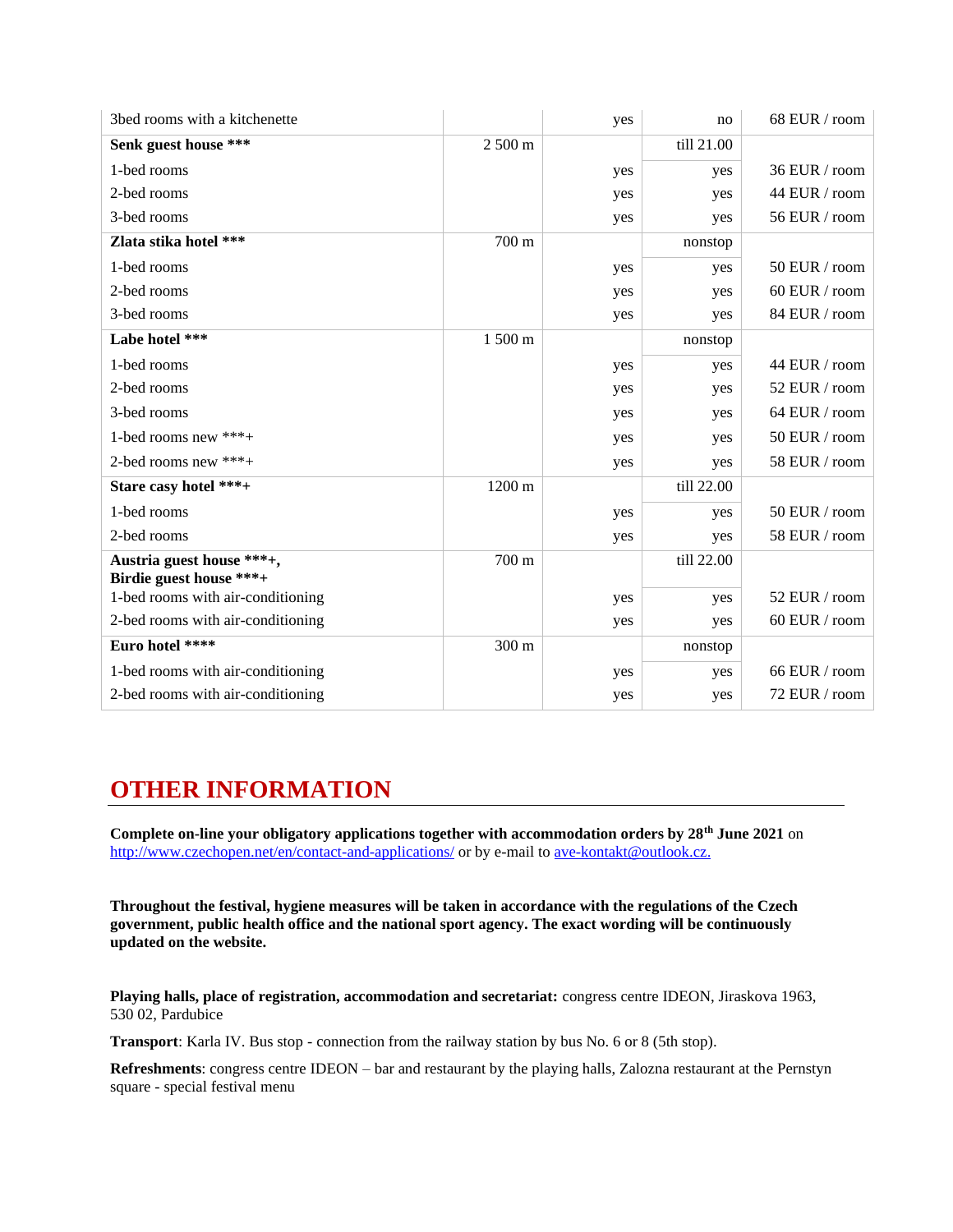| | | | | |
|---|---|---|---|---|
| 3bed rooms with a kitchenette | | yes | no | 68 EUR / room |
| **Senk guest house *** ** | 2 500 m | | till 21.00 | |
| 1-bed rooms | | yes | yes | 36 EUR / room |
| 2-bed rooms | | yes | yes | 44 EUR / room |
| 3-bed rooms | | yes | yes | 56 EUR / room |
| **Zlata stika hotel *** ** | 700 m | | nonstop | |
| 1-bed rooms | | yes | yes | 50 EUR / room |
| 2-bed rooms | | yes | yes | 60 EUR / room |
| 3-bed rooms | | yes | yes | 84 EUR / room |
| **Labe hotel *** ** | 1 500 m | | nonstop | |
| 1-bed rooms | | yes | yes | 44 EUR / room |
| 2-bed rooms | | yes | yes | 52 EUR / room |
| 3-bed rooms | | yes | yes | 64 EUR / room |
| 1-bed rooms new ***+ | | yes | yes | 50 EUR / room |
| 2-bed rooms new ***+ | | yes | yes | 58 EUR / room |
| **Stare casy hotel ***+** | 1200 m | | till 22.00 | |
| 1-bed rooms | | yes | yes | 50 EUR / room |
| 2-bed rooms | | yes | yes | 58 EUR / room |
| **Austria guest house ***+, Birdie guest house ***+** | 700 m | | till 22.00 | |
| 1-bed rooms with air-conditioning | | yes | yes | 52 EUR / room |
| 2-bed rooms with air-conditioning | | yes | yes | 60 EUR / room |
| **Euro hotel ****** | 300 m | | nonstop | |
| 1-bed rooms with air-conditioning | | yes | yes | 66 EUR / room |
| 2-bed rooms with air-conditioning | | yes | yes | 72 EUR / room |

## OTHER INFORMATION

**Complete on-line your obligatory applications together with accommodation orders by 28th June 2021** on http://www.czechopen.net/en/contact-and-applications/ or by e-mail to ave-kontakt@outlook.cz.

**Throughout the festival, hygiene measures will be taken in accordance with the regulations of the Czech government, public health office and the national sport agency. The exact wording will be continuously updated on the website.**

**Playing halls, place of registration, accommodation and secretariat:** congress centre IDEON, Jiraskova 1963, 530 02, Pardubice

**Transport**: Karla IV. Bus stop - connection from the railway station by bus No. 6 or 8 (5th stop).

**Refreshments**: congress centre IDEON – bar and restaurant by the playing halls, Zalozna restaurant at the Pernstyn square - special festival menu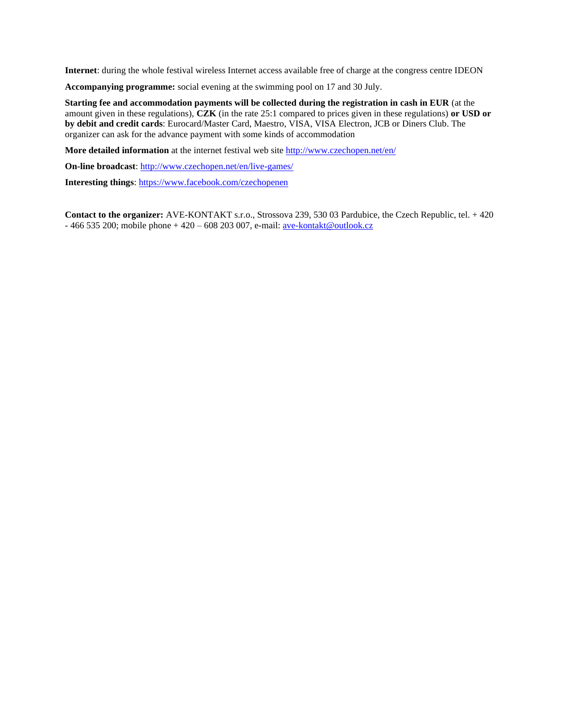**Internet**: during the whole festival wireless Internet access available free of charge at the congress centre IDEON

**Accompanying programme:** social evening at the swimming pool on 17 and 30 July.

**Starting fee and accommodation payments will be collected during the registration in cash in EUR** (at the amount given in these regulations), **CZK** (in the rate 25:1 compared to prices given in these regulations) **or USD or by debit and credit cards**: Eurocard/Master Card, Maestro, VISA, VISA Electron, JCB or Diners Club. The organizer can ask for the advance payment with some kinds of accommodation

**More detailed information** at the internet festival web site http://www.czechopen.net/en/

**On-line broadcast**: http://www.czechopen.net/en/live-games/

**Interesting things**: https://www.facebook.com/czechopenen

**Contact to the organizer:** AVE-KONTAKT s.r.o., Strossova 239, 530 03 Pardubice, the Czech Republic, tel. + 420 - 466 535 200; mobile phone + 420 – 608 203 007, e-mail: ave-kontakt@outlook.cz